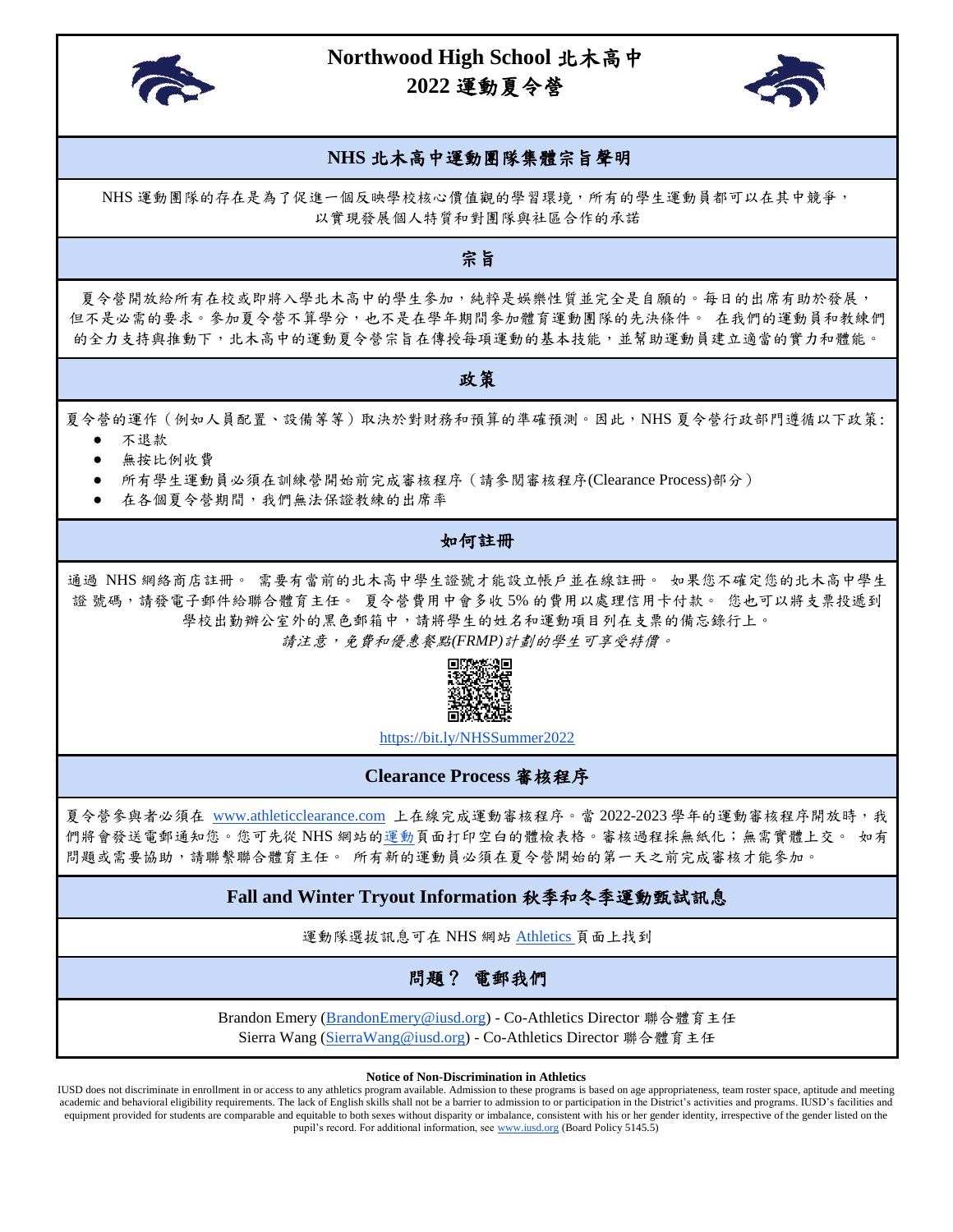# Northwood High School 北木高中
# 2022 運動夏令營

## NHS 北木高中運動團隊集體宗旨聲明

NHS 運動團隊的存在是為了促進一個反映學校核心價值觀的學習環境，所有的學生運動員都可以在其中競爭，以實現發展個人特質和對團隊與社區合作的承諾

## 宗旨

夏令營開放給所有在校或即將入學北木高中的學生參加，純粹是娛樂性質並完全是自願的。每日的出席有助於發展，但不是必需的要求。參加夏令營不算學分，也不是在學年期間參加體育運動團隊的先決條件。 在我們的運動員和教練們的全力支持與推動下，北木高中的運動夏令營宗旨在傳授每項運動的基本技能，並幫助運動員建立適當的實力和體能。

## 政策

夏令營的運作（例如人員配置、設備等等）取決於對財務和預算的準確預測。因此，NHS 夏令營行政部門遵循以下政策:

- 不退款
- 無按比例收費
- 所有學生運動員必須在訓練營開始前完成審核程序（請參閱審核程序(Clearance Process)部分）
- 在各個夏令營期間，我們無法保證教練的出席率

## 如何註冊

通過 NHS 網絡商店註冊。 需要有當前的北木高中學生證號才能設立帳戶並在線註冊。 如果您不確定您的北木高中學生證 號碼，請發電子郵件給聯合體育主任。 夏令營費用中會多收 5% 的費用以處理信用卡付款。 您也可以將支票投遞到學校出勤辦公室外的黑色郵箱中，請將學生的姓名和運動項目列在支票的備忘錄行上。

*請注意，免費和優惠餐點(FRMP)計劃的學生可享受特價。*

https://bit.ly/NHSSummer2022

## Clearance Process 審核程序

夏令營參與者必須在 www.athleticclearance.com 上在線完成運動審核程序。當 2022-2023 學年的運動審核程序開放時，我們將會發送電郵通知您。您可先從 NHS 網站的運動頁面打印空白的體檢表格。審核過程採無紙化；無需實體上交。 如有問題或需要協助，請聯繫聯合體育主任。 所有新的運動員必須在夏令營開始的第一天之前完成審核才能參加。

## Fall and Winter Tryout Information 秋季和冬季運動甄試訊息

運動隊選拔訊息可在 NHS 網站 Athletics 頁面上找到

## 問題？ 電郵我們

Brandon Emery (BrandonEmery@iusd.org) - Co-Athletics Director 聯合體育主任
Sierra Wang (SierraWang@iusd.org) - Co-Athletics Director 聯合體育主任

**Notice of Non-Discrimination in Athletics**

IUSD does not discriminate in enrollment in or access to any athletics program available. Admission to these programs is based on age appropriateness, team roster space, aptitude and meeting academic and behavioral eligibility requirements. The lack of English skills shall not be a barrier to admission to or participation in the District's activities and programs. IUSD's facilities and equipment provided for students are comparable and equitable to both sexes without disparity or imbalance, consistent with his or her gender identity, irrespective of the gender listed on the pupil's record. For additional information, see www.iusd.org (Board Policy 5145.5)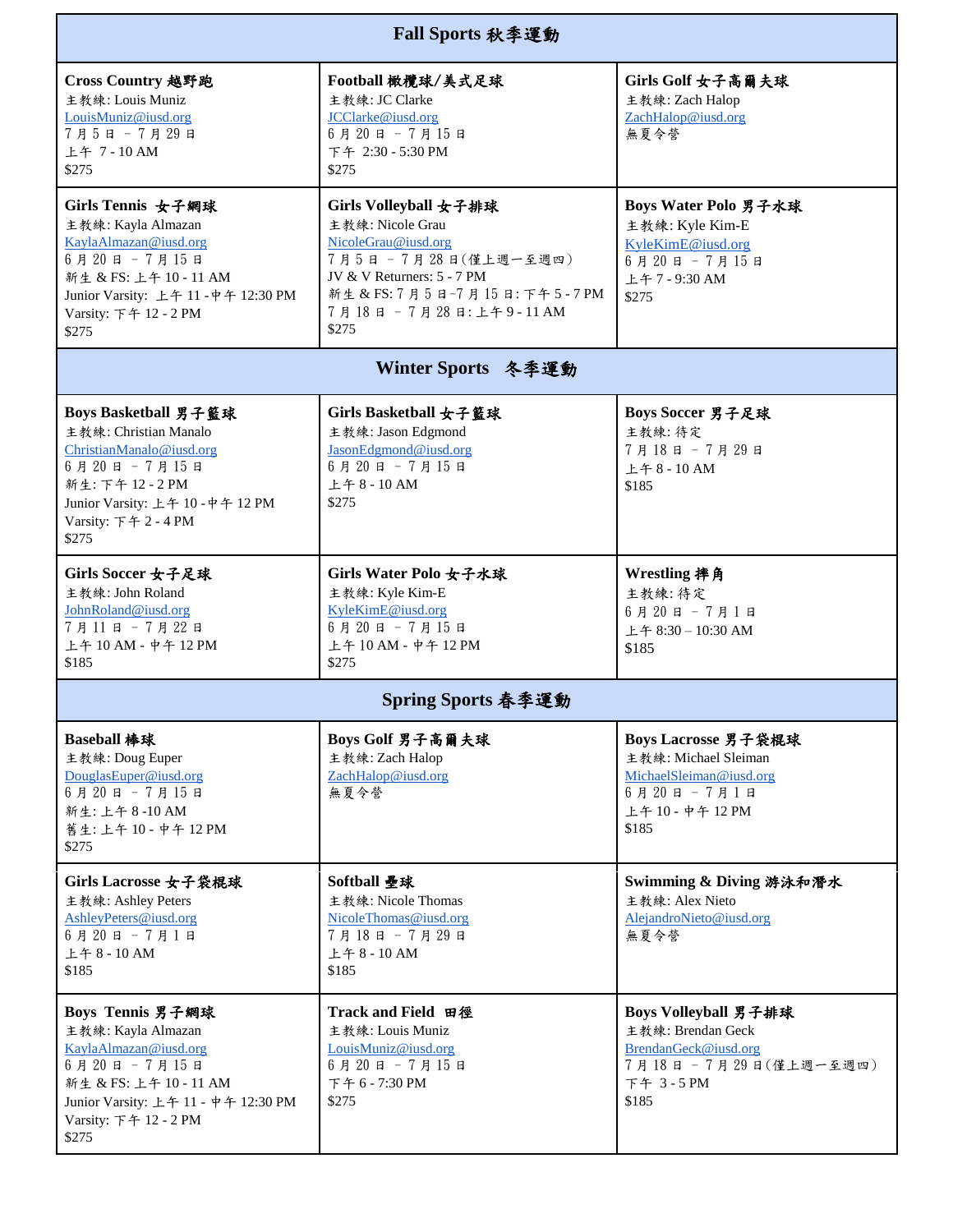## Fall Sports 秋季運動

| | | |
|---|---|---|
| **Cross Country 越野跑**<br>主教練: Louis Muniz<br>LouisMuniz@iusd.org<br>7 月 5 日 – 7 月 29 日<br>上午 7 - 10 AM<br>$275 | **Football 橄欖球/美式足球**<br>主教練: JC Clarke<br>JCClarke@iusd.org<br>6 月 20 日 – 7 月 15 日<br>下午 2:30 - 5:30 PM<br>$275 | **Girls Golf 女子高爾夫球**<br>主教練: Zach Halop<br>ZachHalop@iusd.org<br>無夏令營 |
| **Girls Tennis 女子網球**<br>主教練: Kayla Almazan<br>KaylaAlmazan@iusd.org<br>6 月 20 日 – 7 月 15 日<br>新生 & FS: 上午 10 - 11 AM<br>Junior Varsity: 上午 11 -中午 12:30 PM<br>Varsity: 下午 12 - 2 PM<br>$275 | **Girls Volleyball 女子排球**<br>主教練: Nicole Grau<br>NicoleGrau@iusd.org<br>7 月 5 日 – 7 月 28 日(僅上週一至週四)<br>JV & V Returners: 5 - 7 PM<br>新生 & FS: 7 月 5 日–7 月 15 日: 下午 5 - 7 PM<br>7 月 18 日 – 7 月 28 日: 上午 9 - 11 AM<br>$275 | **Boys Water Polo 男子水球**<br>主教練: Kyle Kim-E<br>KyleKimE@iusd.org<br>6 月 20 日 – 7 月 15 日<br>上午 7 - 9:30 AM<br>$275 |

## Winter Sports 冬季運動

| | | |
|---|---|---|
| **Boys Basketball 男子籃球**<br>主教練: Christian Manalo<br>ChristianManalo@iusd.org<br>6 月 20 日 – 7 月 15 日<br>新生: 下午 12 - 2 PM<br>Junior Varsity: 上午 10 -中午 12 PM<br>Varsity: 下午 2 - 4 PM<br>$275 | **Girls Basketball 女子籃球**<br>主教練: Jason Edgmond<br>JasonEdgmond@iusd.org<br>6 月 20 日 – 7 月 15 日<br>上午 8 - 10 AM<br>$275 | **Boys Soccer 男子足球**<br>主教練: 待定<br>7 月 18 日 – 7 月 29 日<br>上午 8 - 10 AM<br>$185 |
| **Girls Soccer 女子足球**<br>主教練: John Roland<br>JohnRoland@iusd.org<br>7 月 11 日 – 7 月 22 日<br>上午 10 AM - 中午 12 PM<br>$185 | **Girls Water Polo 女子水球**<br>主教練: Kyle Kim-E<br>KyleKimE@iusd.org<br>6 月 20 日 – 7 月 15 日<br>上午 10 AM - 中午 12 PM<br>$275 | **Wrestling 摔角**<br>主教練: 待定<br>6 月 20 日 – 7 月 1 日<br>上午 8:30 – 10:30 AM<br>$185 |

## Spring Sports 春季運動

| | | |
|---|---|---|
| **Baseball 棒球**<br>主教練: Doug Euper<br>DouglasEuper@iusd.org<br>6 月 20 日 – 7 月 15 日<br>新生: 上午 8 -10 AM<br>舊生: 上午 10 - 中午 12 PM<br>$275 | **Boys Golf 男子高爾夫球**<br>主教練: Zach Halop<br>ZachHalop@iusd.org<br>無夏令營 | **Boys Lacrosse 男子袋棍球**<br>主教練: Michael Sleiman<br>MichaelSleiman@iusd.org<br>6 月 20 日 – 7 月 1 日<br>上午 10 - 中午 12 PM<br>$185 |
| **Girls Lacrosse 女子袋棍球**<br>主教練: Ashley Peters<br>AshleyPeters@iusd.org<br>6 月 20 日 – 7 月 1 日<br>上午 8 - 10 AM<br>$185 | **Softball 壘球**<br>主教練: Nicole Thomas<br>NicoleThomas@iusd.org<br>7 月 18 日 – 7 月 29 日<br>上午 8 - 10 AM<br>$185 | **Swimming & Diving 游泳和潛水**<br>主教練: Alex Nieto<br>AlejandroNieto@iusd.org<br>無夏令營 |
| **Boys Tennis 男子網球**<br>主教練: Kayla Almazan<br>KaylaAlmazan@iusd.org<br>6 月 20 日 – 7 月 15 日<br>新生 & FS: 上午 10 - 11 AM<br>Junior Varsity: 上午 11 - 中午 12:30 PM<br>Varsity: 下午 12 - 2 PM<br>$275 | **Track and Field 田徑**<br>主教練: Louis Muniz<br>LouisMuniz@iusd.org<br>6 月 20 日 – 7 月 15 日<br>下午 6 - 7:30 PM<br>$275 | **Boys Volleyball 男子排球**<br>主教練: Brendan Geck<br>BrendanGeck@iusd.org<br>7 月 18 日 – 7 月 29 日(僅上週一至週四)<br>下午 3 - 5 PM<br>$185 |